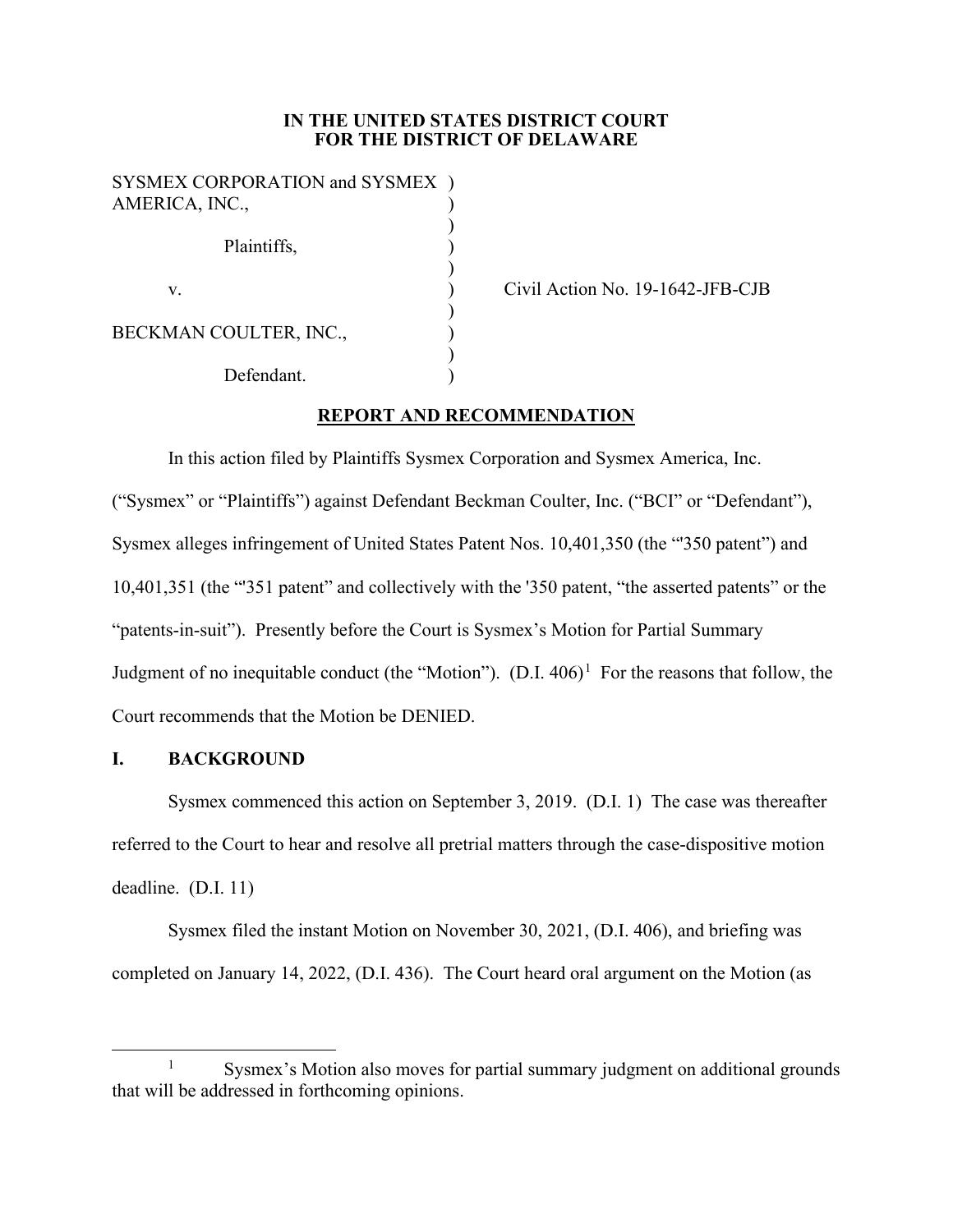**IN THE UNITED STATES DISTRICT COURT**
**FOR THE DISTRICT OF DELAWARE**

SYSMEX CORPORATION and SYSMEX AMERICA, INC.,

Plaintiffs,

v.

BECKMAN COULTER, INC.,

Defendant.

Civil Action No. 19-1642-JFB-CJB

**REPORT AND RECOMMENDATION**

In this action filed by Plaintiffs Sysmex Corporation and Sysmex America, Inc. ("Sysmex" or "Plaintiffs") against Defendant Beckman Coulter, Inc. ("BCI" or "Defendant"), Sysmex alleges infringement of United States Patent Nos. 10,401,350 (the "'350 patent") and 10,401,351 (the "'351 patent" and collectively with the '350 patent, "the asserted patents" or the "patents-in-suit"). Presently before the Court is Sysmex's Motion for Partial Summary Judgment of no inequitable conduct (the "Motion"). (D.I. 406)[1] For the reasons that follow, the Court recommends that the Motion be DENIED.

## I. BACKGROUND

Sysmex commenced this action on September 3, 2019. (D.I. 1) The case was thereafter referred to the Court to hear and resolve all pretrial matters through the case-dispositive motion deadline. (D.I. 11)

Sysmex filed the instant Motion on November 30, 2021, (D.I. 406), and briefing was completed on January 14, 2022, (D.I. 436). The Court heard oral argument on the Motion (as

[1] Sysmex's Motion also moves for partial summary judgment on additional grounds that will be addressed in forthcoming opinions.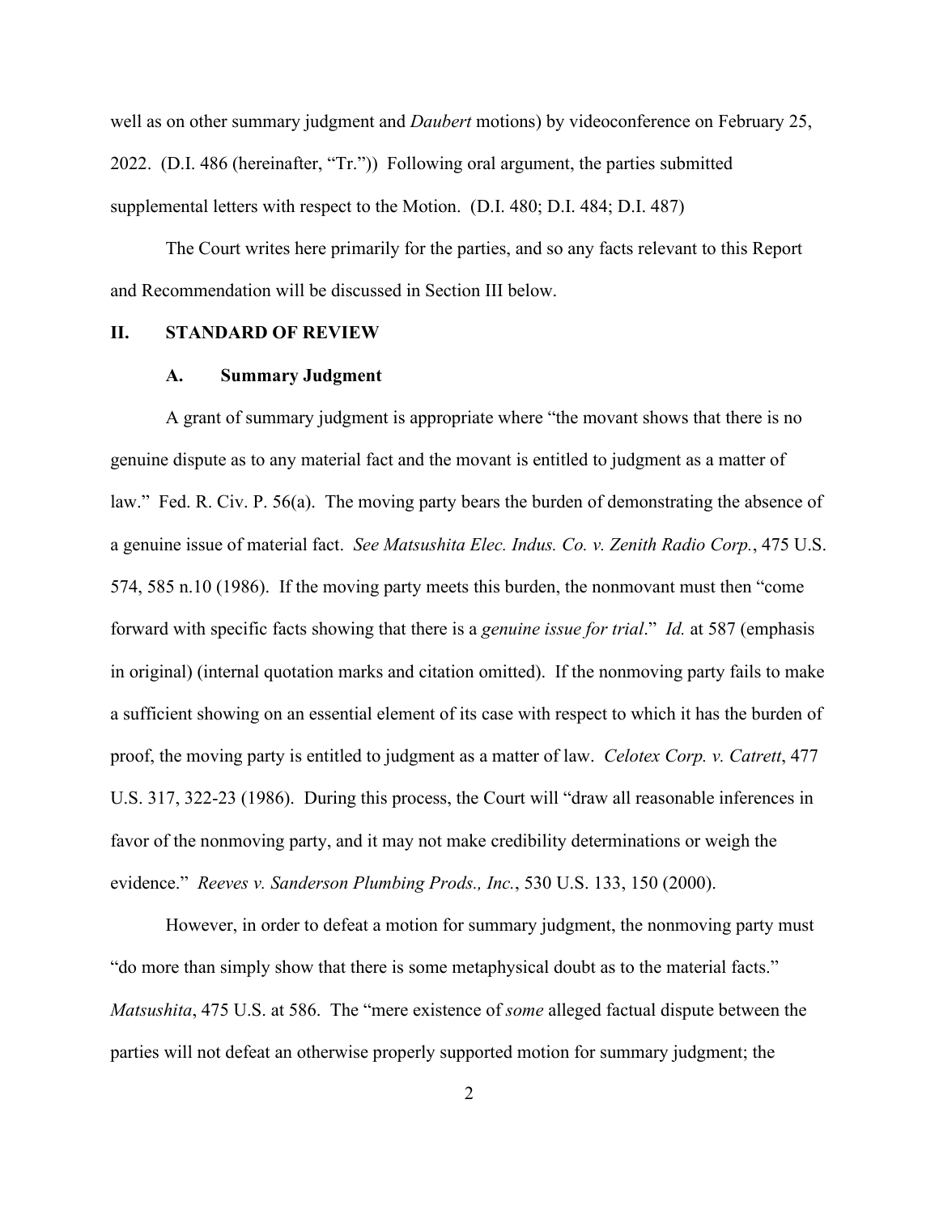well as on other summary judgment and *Daubert* motions) by videoconference on February 25, 2022. (D.I. 486 (hereinafter, "Tr.")) Following oral argument, the parties submitted supplemental letters with respect to the Motion. (D.I. 480; D.I. 484; D.I. 487)

The Court writes here primarily for the parties, and so any facts relevant to this Report and Recommendation will be discussed in Section III below.

## II. STANDARD OF REVIEW

### A. Summary Judgment

A grant of summary judgment is appropriate where "the movant shows that there is no genuine dispute as to any material fact and the movant is entitled to judgment as a matter of law." Fed. R. Civ. P. 56(a). The moving party bears the burden of demonstrating the absence of a genuine issue of material fact. *See Matsushita Elec. Indus. Co. v. Zenith Radio Corp.*, 475 U.S. 574, 585 n.10 (1986). If the moving party meets this burden, the nonmovant must then "come forward with specific facts showing that there is a *genuine issue for trial*." *Id.* at 587 (emphasis in original) (internal quotation marks and citation omitted). If the nonmoving party fails to make a sufficient showing on an essential element of its case with respect to which it has the burden of proof, the moving party is entitled to judgment as a matter of law. *Celotex Corp. v. Catrett*, 477 U.S. 317, 322-23 (1986). During this process, the Court will "draw all reasonable inferences in favor of the nonmoving party, and it may not make credibility determinations or weigh the evidence." *Reeves v. Sanderson Plumbing Prods., Inc.*, 530 U.S. 133, 150 (2000).

However, in order to defeat a motion for summary judgment, the nonmoving party must "do more than simply show that there is some metaphysical doubt as to the material facts." *Matsushita*, 475 U.S. at 586. The "mere existence of *some* alleged factual dispute between the parties will not defeat an otherwise properly supported motion for summary judgment; the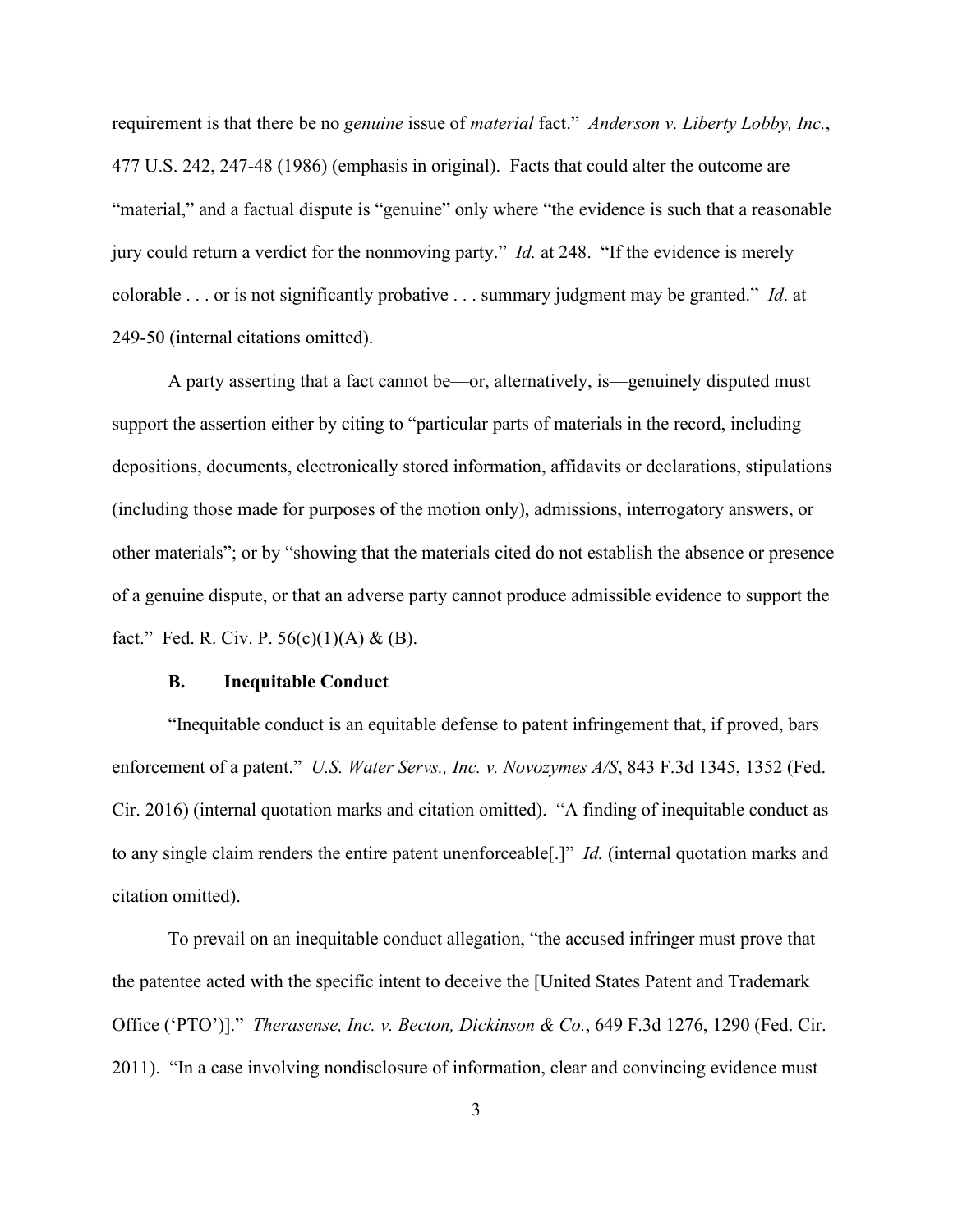requirement is that there be no *genuine* issue of *material* fact." *Anderson v. Liberty Lobby, Inc.*, 477 U.S. 242, 247-48 (1986) (emphasis in original). Facts that could alter the outcome are "material," and a factual dispute is "genuine" only where "the evidence is such that a reasonable jury could return a verdict for the nonmoving party." *Id.* at 248. "If the evidence is merely colorable . . . or is not significantly probative . . . summary judgment may be granted." *Id*. at 249-50 (internal citations omitted).

A party asserting that a fact cannot be—or, alternatively, is—genuinely disputed must support the assertion either by citing to "particular parts of materials in the record, including depositions, documents, electronically stored information, affidavits or declarations, stipulations (including those made for purposes of the motion only), admissions, interrogatory answers, or other materials"; or by "showing that the materials cited do not establish the absence or presence of a genuine dispute, or that an adverse party cannot produce admissible evidence to support the fact." Fed. R. Civ. P. 56(c)(1)(A) & (B).

### B. Inequitable Conduct

"Inequitable conduct is an equitable defense to patent infringement that, if proved, bars enforcement of a patent." *U.S. Water Servs., Inc. v. Novozymes A/S*, 843 F.3d 1345, 1352 (Fed. Cir. 2016) (internal quotation marks and citation omitted). "A finding of inequitable conduct as to any single claim renders the entire patent unenforceable[.]" *Id.* (internal quotation marks and citation omitted).

To prevail on an inequitable conduct allegation, "the accused infringer must prove that the patentee acted with the specific intent to deceive the [United States Patent and Trademark Office ('PTO')]." *Therasense, Inc. v. Becton, Dickinson & Co.*, 649 F.3d 1276, 1290 (Fed. Cir. 2011). "In a case involving nondisclosure of information, clear and convincing evidence must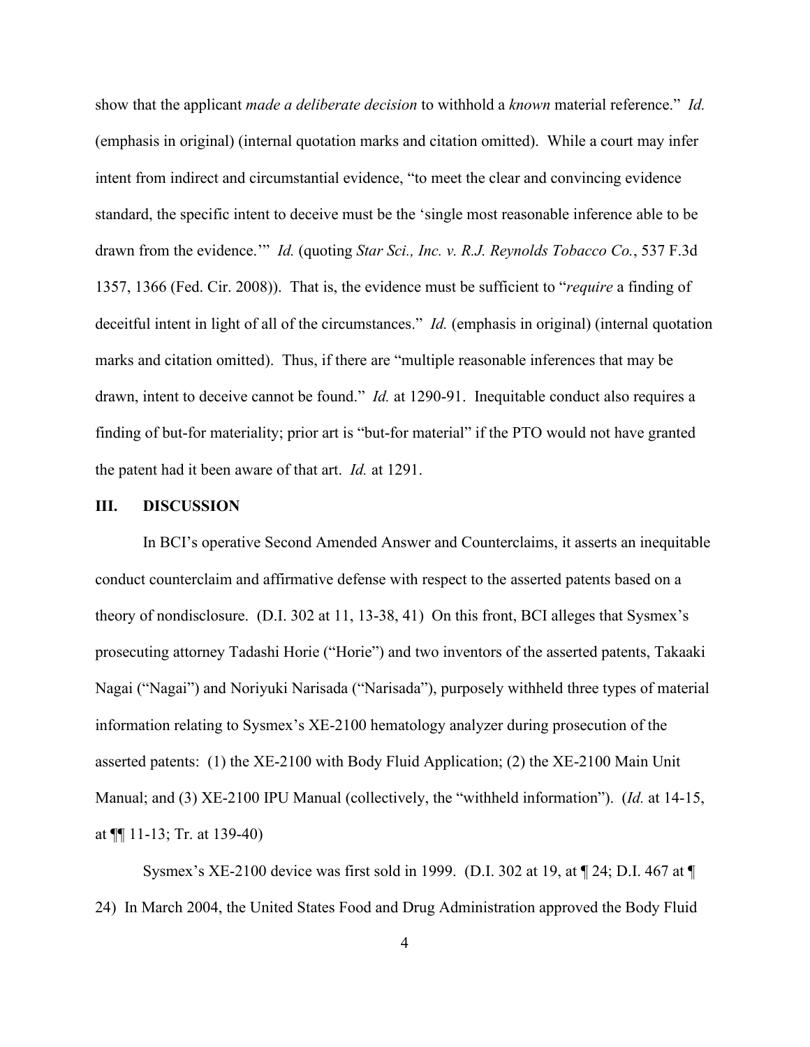show that the applicant *made a deliberate decision* to withhold a *known* material reference." *Id.* (emphasis in original) (internal quotation marks and citation omitted). While a court may infer intent from indirect and circumstantial evidence, "to meet the clear and convincing evidence standard, the specific intent to deceive must be the 'single most reasonable inference able to be drawn from the evidence.'" *Id.* (quoting *Star Sci., Inc. v. R.J. Reynolds Tobacco Co.*, 537 F.3d 1357, 1366 (Fed. Cir. 2008)). That is, the evidence must be sufficient to "*require* a finding of deceitful intent in light of all of the circumstances." *Id.* (emphasis in original) (internal quotation marks and citation omitted). Thus, if there are "multiple reasonable inferences that may be drawn, intent to deceive cannot be found." *Id.* at 1290-91. Inequitable conduct also requires a finding of but-for materiality; prior art is "but-for material" if the PTO would not have granted the patent had it been aware of that art. *Id.* at 1291.

## III. DISCUSSION

In BCI's operative Second Amended Answer and Counterclaims, it asserts an inequitable conduct counterclaim and affirmative defense with respect to the asserted patents based on a theory of nondisclosure. (D.I. 302 at 11, 13-38, 41) On this front, BCI alleges that Sysmex's prosecuting attorney Tadashi Horie ("Horie") and two inventors of the asserted patents, Takaaki Nagai ("Nagai") and Noriyuki Narisada ("Narisada"), purposely withheld three types of material information relating to Sysmex's XE-2100 hematology analyzer during prosecution of the asserted patents: (1) the XE-2100 with Body Fluid Application; (2) the XE-2100 Main Unit Manual; and (3) XE-2100 IPU Manual (collectively, the "withheld information"). (*Id.* at 14-15, at ¶¶ 11-13; Tr. at 139-40)

Sysmex's XE-2100 device was first sold in 1999. (D.I. 302 at 19, at ¶ 24; D.I. 467 at ¶ 24) In March 2004, the United States Food and Drug Administration approved the Body Fluid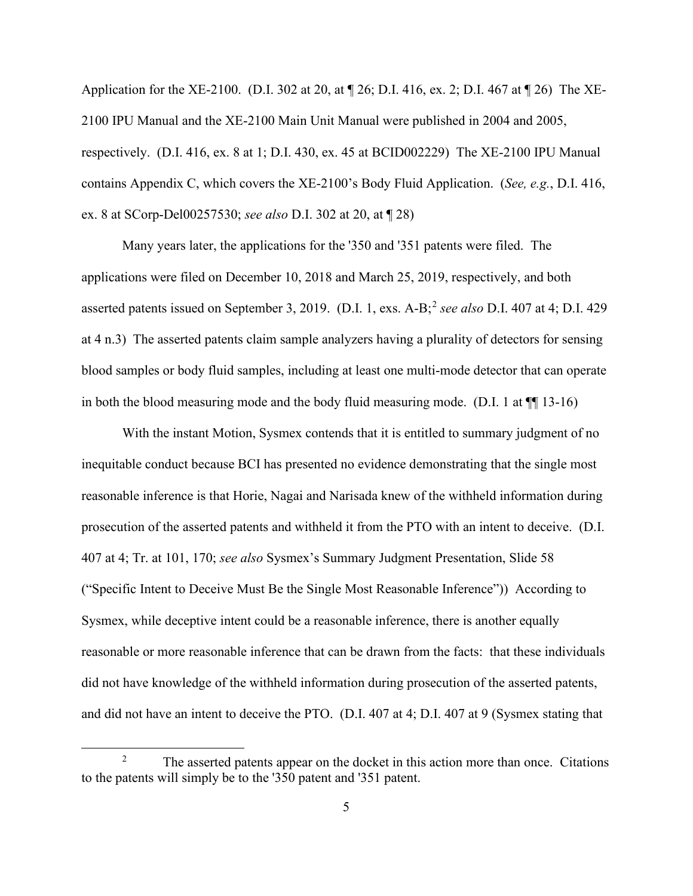Application for the XE-2100. (D.I. 302 at 20, at ¶ 26; D.I. 416, ex. 2; D.I. 467 at ¶ 26) The XE-2100 IPU Manual and the XE-2100 Main Unit Manual were published in 2004 and 2005, respectively. (D.I. 416, ex. 8 at 1; D.I. 430, ex. 45 at BCID002229) The XE-2100 IPU Manual contains Appendix C, which covers the XE-2100's Body Fluid Application. (*See, e.g.*, D.I. 416, ex. 8 at SCorp-Del00257530; *see also* D.I. 302 at 20, at ¶ 28)

Many years later, the applications for the '350 and '351 patents were filed. The applications were filed on December 10, 2018 and March 25, 2019, respectively, and both asserted patents issued on September 3, 2019. (D.I. 1, exs. A-B;[2] *see also* D.I. 407 at 4; D.I. 429 at 4 n.3) The asserted patents claim sample analyzers having a plurality of detectors for sensing blood samples or body fluid samples, including at least one multi-mode detector that can operate in both the blood measuring mode and the body fluid measuring mode. (D.I. 1 at ¶¶ 13-16)

With the instant Motion, Sysmex contends that it is entitled to summary judgment of no inequitable conduct because BCI has presented no evidence demonstrating that the single most reasonable inference is that Horie, Nagai and Narisada knew of the withheld information during prosecution of the asserted patents and withheld it from the PTO with an intent to deceive. (D.I. 407 at 4; Tr. at 101, 170; *see also* Sysmex's Summary Judgment Presentation, Slide 58 ("Specific Intent to Deceive Must Be the Single Most Reasonable Inference")) According to Sysmex, while deceptive intent could be a reasonable inference, there is another equally reasonable or more reasonable inference that can be drawn from the facts: that these individuals did not have knowledge of the withheld information during prosecution of the asserted patents, and did not have an intent to deceive the PTO. (D.I. 407 at 4; D.I. 407 at 9 (Sysmex stating that

[2] The asserted patents appear on the docket in this action more than once. Citations to the patents will simply be to the '350 patent and '351 patent.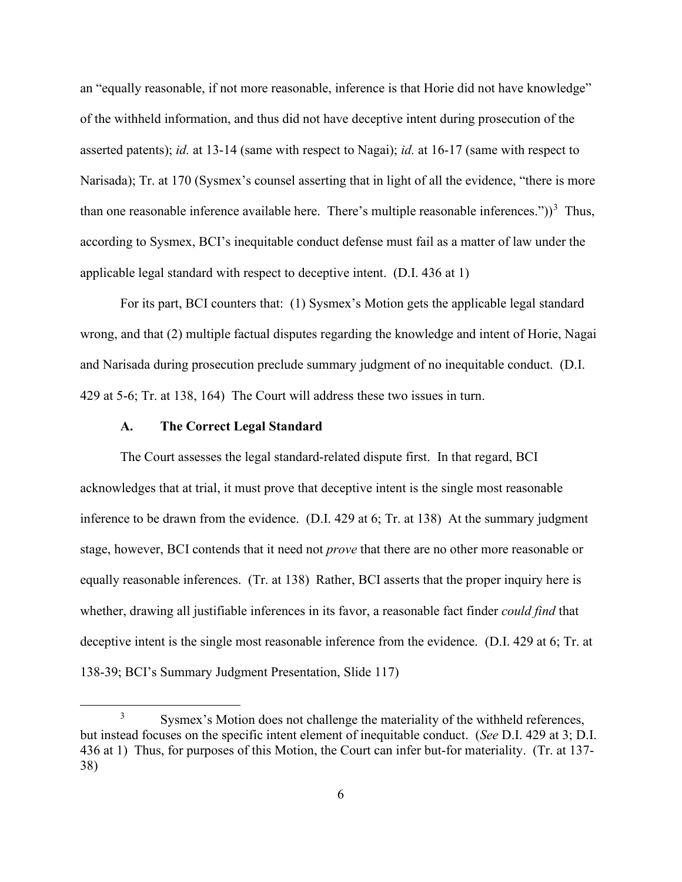an "equally reasonable, if not more reasonable, inference is that Horie did not have knowledge" of the withheld information, and thus did not have deceptive intent during prosecution of the asserted patents); *id.* at 13-14 (same with respect to Nagai); *id.* at 16-17 (same with respect to Narisada); Tr. at 170 (Sysmex's counsel asserting that in light of all the evidence, "there is more than one reasonable inference available here. There's multiple reasonable inferences."))[3] Thus, according to Sysmex, BCI's inequitable conduct defense must fail as a matter of law under the applicable legal standard with respect to deceptive intent. (D.I. 436 at 1)

For its part, BCI counters that: (1) Sysmex's Motion gets the applicable legal standard wrong, and that (2) multiple factual disputes regarding the knowledge and intent of Horie, Nagai and Narisada during prosecution preclude summary judgment of no inequitable conduct. (D.I. 429 at 5-6; Tr. at 138, 164) The Court will address these two issues in turn.

### A. The Correct Legal Standard

The Court assesses the legal standard-related dispute first. In that regard, BCI acknowledges that at trial, it must prove that deceptive intent is the single most reasonable inference to be drawn from the evidence. (D.I. 429 at 6; Tr. at 138) At the summary judgment stage, however, BCI contends that it need not *prove* that there are no other more reasonable or equally reasonable inferences. (Tr. at 138) Rather, BCI asserts that the proper inquiry here is whether, drawing all justifiable inferences in its favor, a reasonable fact finder *could find* that deceptive intent is the single most reasonable inference from the evidence. (D.I. 429 at 6; Tr. at 138-39; BCI's Summary Judgment Presentation, Slide 117)

[3] Sysmex's Motion does not challenge the materiality of the withheld references, but instead focuses on the specific intent element of inequitable conduct. (*See* D.I. 429 at 3; D.I. 436 at 1) Thus, for purposes of this Motion, the Court can infer but-for materiality. (Tr. at 137-38)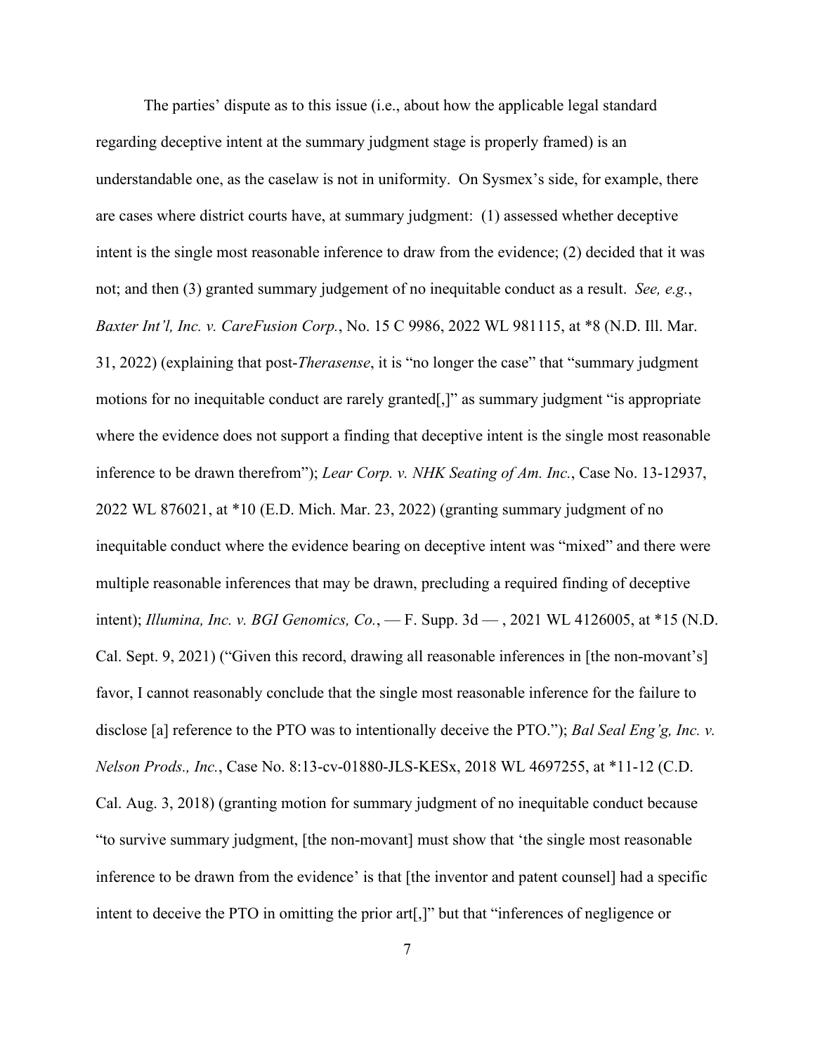The parties' dispute as to this issue (i.e., about how the applicable legal standard regarding deceptive intent at the summary judgment stage is properly framed) is an understandable one, as the caselaw is not in uniformity. On Sysmex's side, for example, there are cases where district courts have, at summary judgment: (1) assessed whether deceptive intent is the single most reasonable inference to draw from the evidence; (2) decided that it was not; and then (3) granted summary judgement of no inequitable conduct as a result. *See, e.g.*, *Baxter Int'l, Inc. v. CareFusion Corp.*, No. 15 C 9986, 2022 WL 981115, at *8 (N.D. Ill. Mar. 31, 2022) (explaining that post-*Therasense*, it is "no longer the case" that "summary judgment motions for no inequitable conduct are rarely granted[,]" as summary judgment "is appropriate where the evidence does not support a finding that deceptive intent is the single most reasonable inference to be drawn therefrom"); *Lear Corp. v. NHK Seating of Am. Inc.*, Case No. 13-12937, 2022 WL 876021, at *10 (E.D. Mich. Mar. 23, 2022) (granting summary judgment of no inequitable conduct where the evidence bearing on deceptive intent was "mixed" and there were multiple reasonable inferences that may be drawn, precluding a required finding of deceptive intent); *Illumina, Inc. v. BGI Genomics, Co.*, — F. Supp. 3d — , 2021 WL 4126005, at *15 (N.D. Cal. Sept. 9, 2021) ("Given this record, drawing all reasonable inferences in [the non-movant's] favor, I cannot reasonably conclude that the single most reasonable inference for the failure to disclose [a] reference to the PTO was to intentionally deceive the PTO."); *Bal Seal Eng'g, Inc. v. Nelson Prods., Inc.*, Case No. 8:13-cv-01880-JLS-KESx, 2018 WL 4697255, at *11-12 (C.D. Cal. Aug. 3, 2018) (granting motion for summary judgment of no inequitable conduct because "to survive summary judgment, [the non-movant] must show that 'the single most reasonable inference to be drawn from the evidence' is that [the inventor and patent counsel] had a specific intent to deceive the PTO in omitting the prior art[,]" but that "inferences of negligence or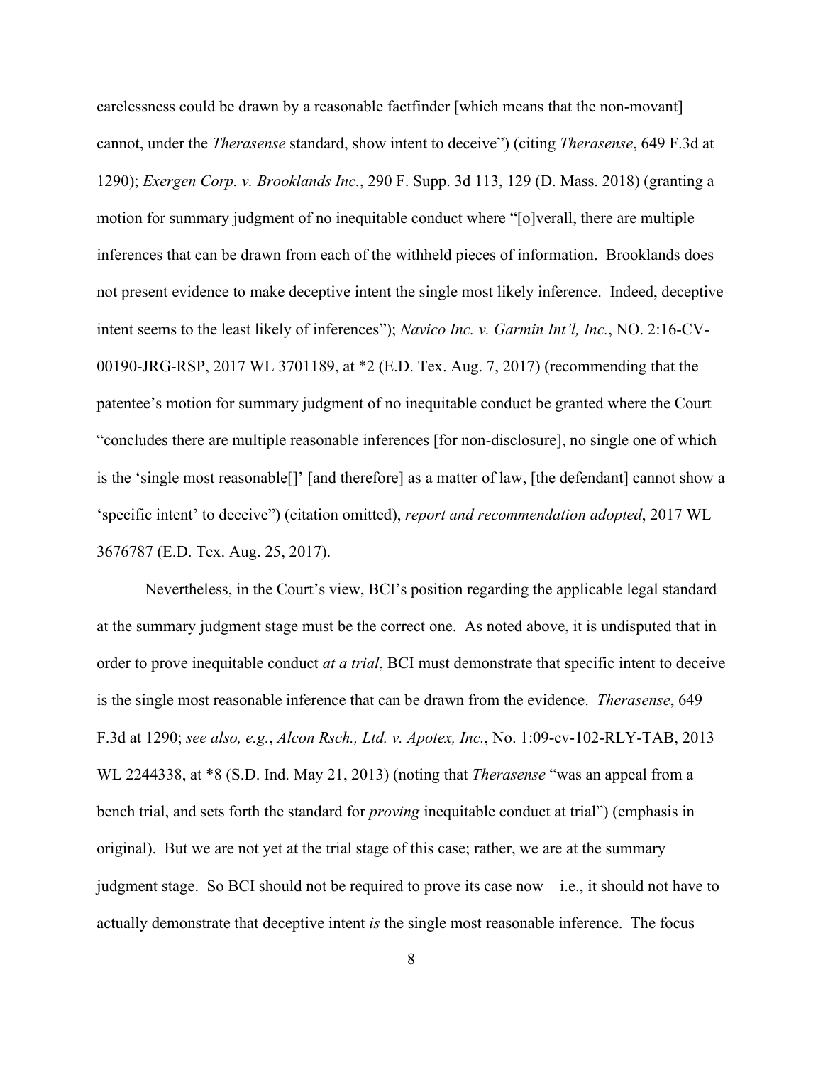carelessness could be drawn by a reasonable factfinder [which means that the non-movant] cannot, under the *Therasense* standard, show intent to deceive") (citing *Therasense*, 649 F.3d at 1290); *Exergen Corp. v. Brooklands Inc.*, 290 F. Supp. 3d 113, 129 (D. Mass. 2018) (granting a motion for summary judgment of no inequitable conduct where "[o]verall, there are multiple inferences that can be drawn from each of the withheld pieces of information. Brooklands does not present evidence to make deceptive intent the single most likely inference. Indeed, deceptive intent seems to the least likely of inferences"); *Navico Inc. v. Garmin Int'l, Inc.*, NO. 2:16-CV-00190-JRG-RSP, 2017 WL 3701189, at *2 (E.D. Tex. Aug. 7, 2017) (recommending that the patentee's motion for summary judgment of no inequitable conduct be granted where the Court "concludes there are multiple reasonable inferences [for non-disclosure], no single one of which is the 'single most reasonable[]' [and therefore] as a matter of law, [the defendant] cannot show a 'specific intent' to deceive") (citation omitted), *report and recommendation adopted*, 2017 WL 3676787 (E.D. Tex. Aug. 25, 2017).

Nevertheless, in the Court's view, BCI's position regarding the applicable legal standard at the summary judgment stage must be the correct one. As noted above, it is undisputed that in order to prove inequitable conduct *at a trial*, BCI must demonstrate that specific intent to deceive is the single most reasonable inference that can be drawn from the evidence. *Therasense*, 649 F.3d at 1290; *see also, e.g.*, *Alcon Rsch., Ltd. v. Apotex, Inc.*, No. 1:09-cv-102-RLY-TAB, 2013 WL 2244338, at *8 (S.D. Ind. May 21, 2013) (noting that *Therasense* "was an appeal from a bench trial, and sets forth the standard for *proving* inequitable conduct at trial") (emphasis in original). But we are not yet at the trial stage of this case; rather, we are at the summary judgment stage. So BCI should not be required to prove its case now—i.e., it should not have to actually demonstrate that deceptive intent *is* the single most reasonable inference. The focus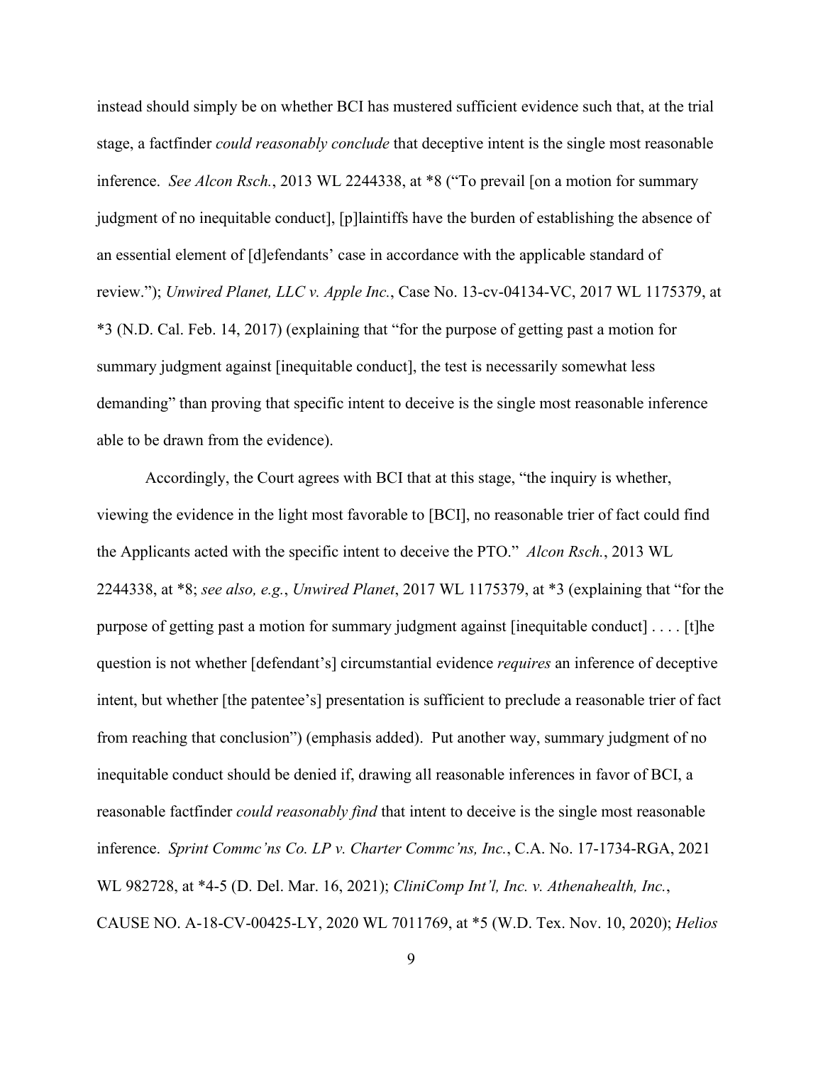instead should simply be on whether BCI has mustered sufficient evidence such that, at the trial stage, a factfinder *could reasonably conclude* that deceptive intent is the single most reasonable inference. *See Alcon Rsch.*, 2013 WL 2244338, at *8 ("To prevail [on a motion for summary judgment of no inequitable conduct], [p]laintiffs have the burden of establishing the absence of an essential element of [d]efendants' case in accordance with the applicable standard of review."); *Unwired Planet, LLC v. Apple Inc.*, Case No. 13-cv-04134-VC, 2017 WL 1175379, at *3 (N.D. Cal. Feb. 14, 2017) (explaining that "for the purpose of getting past a motion for summary judgment against [inequitable conduct], the test is necessarily somewhat less demanding" than proving that specific intent to deceive is the single most reasonable inference able to be drawn from the evidence).

Accordingly, the Court agrees with BCI that at this stage, "the inquiry is whether, viewing the evidence in the light most favorable to [BCI], no reasonable trier of fact could find the Applicants acted with the specific intent to deceive the PTO." *Alcon Rsch.*, 2013 WL 2244338, at *8; *see also, e.g.*, *Unwired Planet*, 2017 WL 1175379, at *3 (explaining that "for the purpose of getting past a motion for summary judgment against [inequitable conduct] . . . . [t]he question is not whether [defendant's] circumstantial evidence *requires* an inference of deceptive intent, but whether [the patentee's] presentation is sufficient to preclude a reasonable trier of fact from reaching that conclusion") (emphasis added). Put another way, summary judgment of no inequitable conduct should be denied if, drawing all reasonable inferences in favor of BCI, a reasonable factfinder *could reasonably find* that intent to deceive is the single most reasonable inference. *Sprint Commc'ns Co. LP v. Charter Commc'ns, Inc.*, C.A. No. 17-1734-RGA, 2021 WL 982728, at *4-5 (D. Del. Mar. 16, 2021); *CliniComp Int'l, Inc. v. Athenahealth, Inc.*, CAUSE NO. A-18-CV-00425-LY, 2020 WL 7011769, at *5 (W.D. Tex. Nov. 10, 2020); *Helios*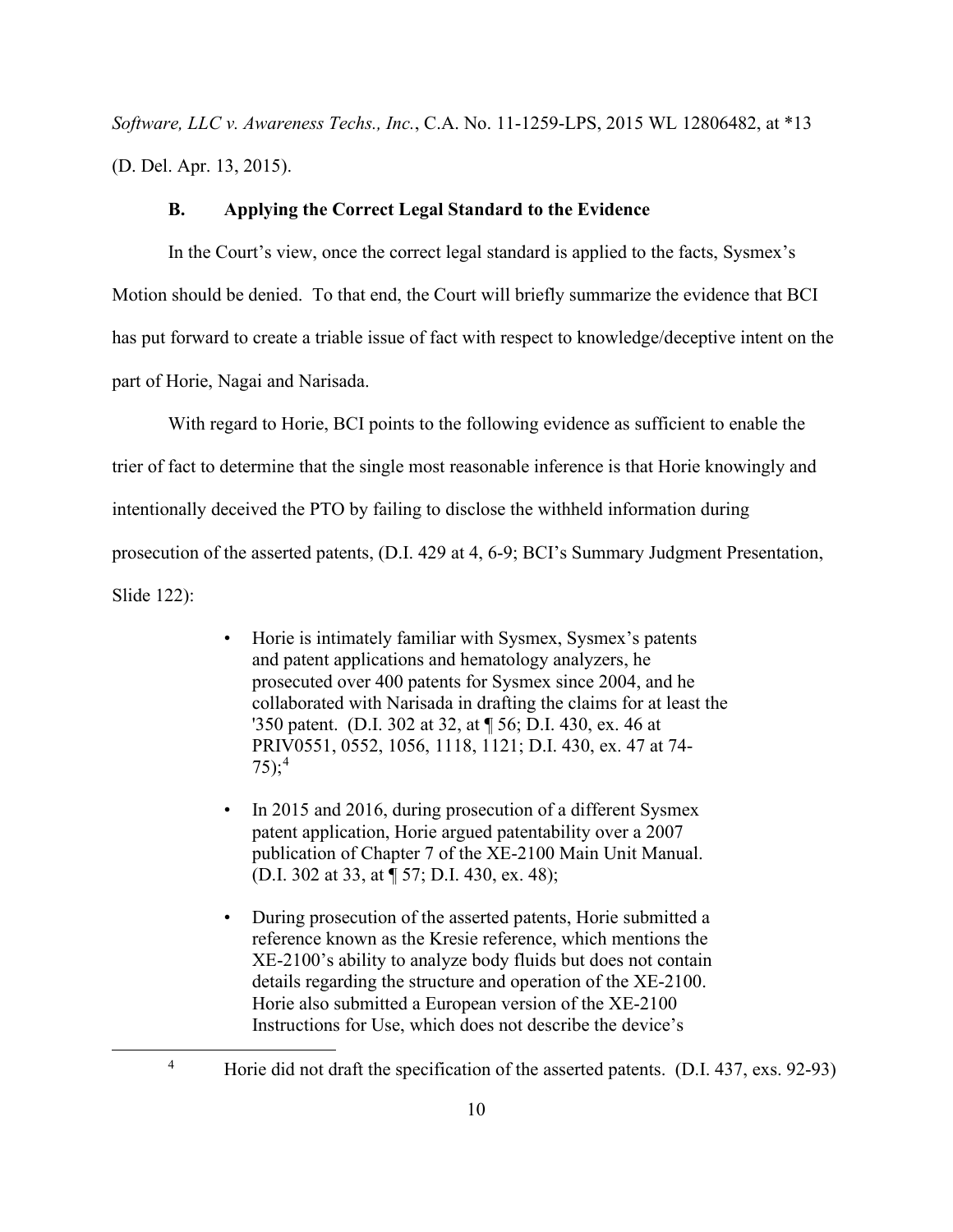*Software, LLC v. Awareness Techs., Inc.*, C.A. No. 11-1259-LPS, 2015 WL 12806482, at *13 (D. Del. Apr. 13, 2015).

### B. Applying the Correct Legal Standard to the Evidence

In the Court's view, once the correct legal standard is applied to the facts, Sysmex's Motion should be denied. To that end, the Court will briefly summarize the evidence that BCI has put forward to create a triable issue of fact with respect to knowledge/deceptive intent on the part of Horie, Nagai and Narisada.

With regard to Horie, BCI points to the following evidence as sufficient to enable the trier of fact to determine that the single most reasonable inference is that Horie knowingly and intentionally deceived the PTO by failing to disclose the withheld information during prosecution of the asserted patents, (D.I. 429 at 4, 6-9; BCI's Summary Judgment Presentation, Slide 122):

- Horie is intimately familiar with Sysmex, Sysmex's patents and patent applications and hematology analyzers, he prosecuted over 400 patents for Sysmex since 2004, and he collaborated with Narisada in drafting the claims for at least the '350 patent. (D.I. 302 at 32, at ¶ 56; D.I. 430, ex. 46 at PRIV0551, 0552, 1056, 1118, 1121; D.I. 430, ex. 47 at 74-75);[4]

- In 2015 and 2016, during prosecution of a different Sysmex patent application, Horie argued patentability over a 2007 publication of Chapter 7 of the XE-2100 Main Unit Manual. (D.I. 302 at 33, at ¶ 57; D.I. 430, ex. 48);

- During prosecution of the asserted patents, Horie submitted a reference known as the Kresie reference, which mentions the XE-2100's ability to analyze body fluids but does not contain details regarding the structure and operation of the XE-2100. Horie also submitted a European version of the XE-2100 Instructions for Use, which does not describe the device's

[4] Horie did not draft the specification of the asserted patents. (D.I. 437, exs. 92-93)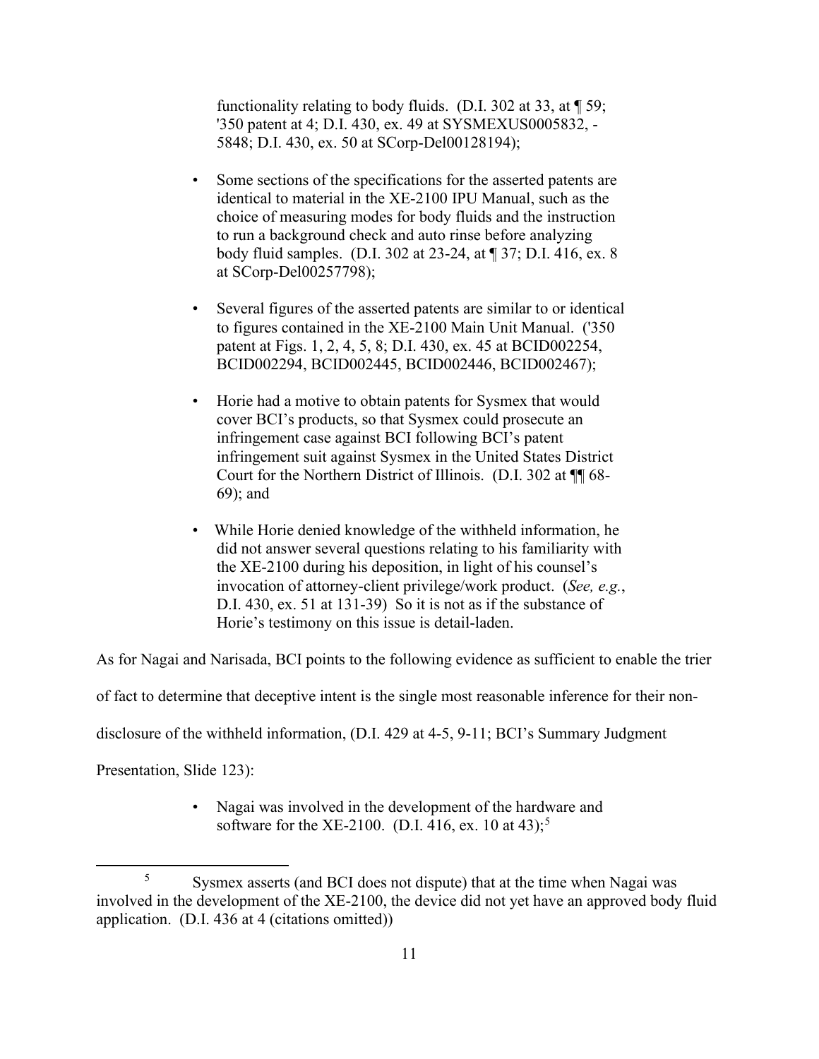functionality relating to body fluids. (D.I. 302 at 33, at ¶ 59; '350 patent at 4; D.I. 430, ex. 49 at SYSMEXUS0005832, -5848; D.I. 430, ex. 50 at SCorp-Del00128194);

- Some sections of the specifications for the asserted patents are identical to material in the XE-2100 IPU Manual, such as the choice of measuring modes for body fluids and the instruction to run a background check and auto rinse before analyzing body fluid samples. (D.I. 302 at 23-24, at ¶ 37; D.I. 416, ex. 8 at SCorp-Del00257798);

- Several figures of the asserted patents are similar to or identical to figures contained in the XE-2100 Main Unit Manual. ('350 patent at Figs. 1, 2, 4, 5, 8; D.I. 430, ex. 45 at BCID002254, BCID002294, BCID002445, BCID002446, BCID002467);

- Horie had a motive to obtain patents for Sysmex that would cover BCI's products, so that Sysmex could prosecute an infringement case against BCI following BCI's patent infringement suit against Sysmex in the United States District Court for the Northern District of Illinois. (D.I. 302 at ¶¶ 68-69); and

- While Horie denied knowledge of the withheld information, he did not answer several questions relating to his familiarity with the XE-2100 during his deposition, in light of his counsel's invocation of attorney-client privilege/work product. (*See, e.g.*, D.I. 430, ex. 51 at 131-39) So it is not as if the substance of Horie's testimony on this issue is detail-laden.

As for Nagai and Narisada, BCI points to the following evidence as sufficient to enable the trier of fact to determine that deceptive intent is the single most reasonable inference for their non-disclosure of the withheld information, (D.I. 429 at 4-5, 9-11; BCI's Summary Judgment Presentation, Slide 123):

- Nagai was involved in the development of the hardware and software for the XE-2100. (D.I. 416, ex. 10 at 43);[5]

[5] Sysmex asserts (and BCI does not dispute) that at the time when Nagai was involved in the development of the XE-2100, the device did not yet have an approved body fluid application. (D.I. 436 at 4 (citations omitted))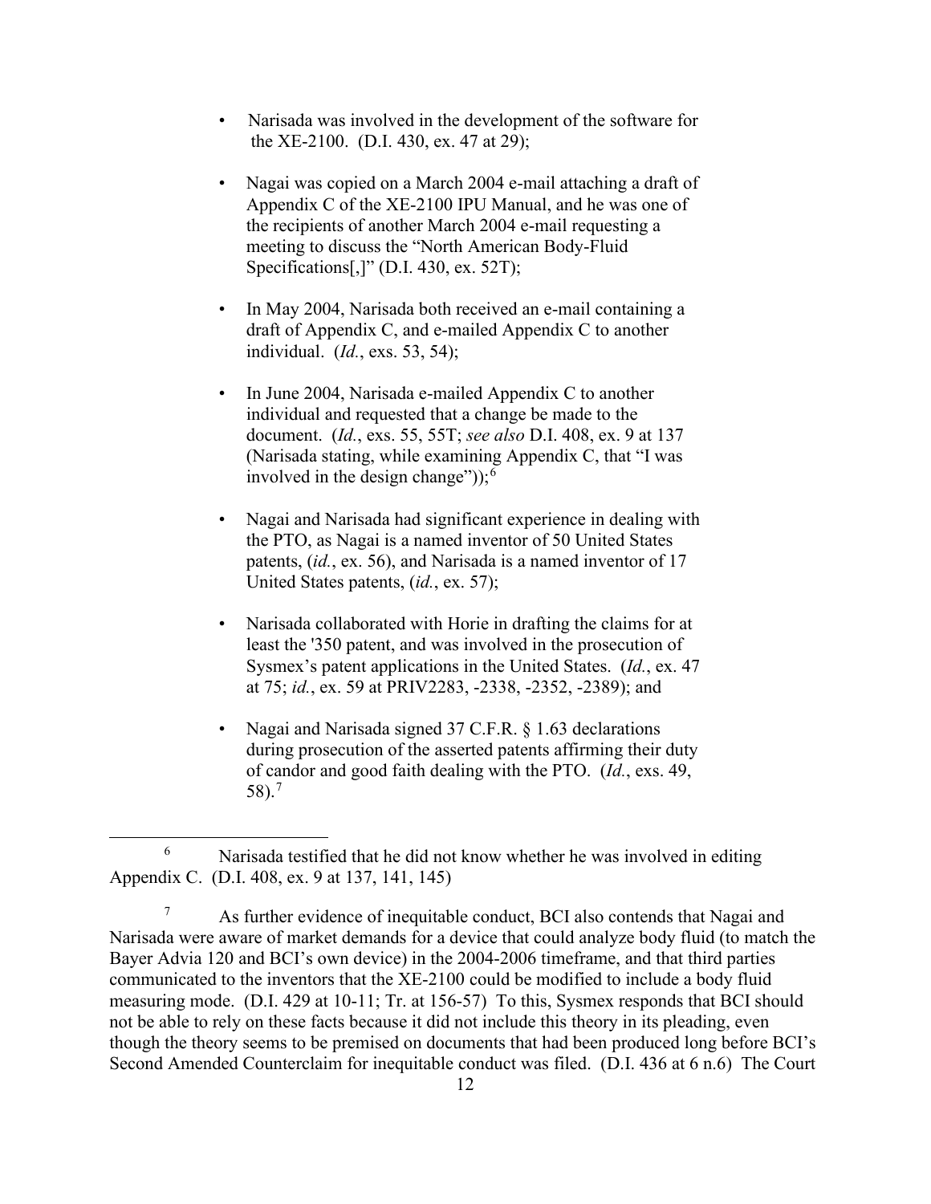- Narisada was involved in the development of the software for the XE-2100. (D.I. 430, ex. 47 at 29);

- Nagai was copied on a March 2004 e-mail attaching a draft of Appendix C of the XE-2100 IPU Manual, and he was one of the recipients of another March 2004 e-mail requesting a meeting to discuss the "North American Body-Fluid Specifications[,]" (D.I. 430, ex. 52T);

- In May 2004, Narisada both received an e-mail containing a draft of Appendix C, and e-mailed Appendix C to another individual. (*Id.*, exs. 53, 54);

- In June 2004, Narisada e-mailed Appendix C to another individual and requested that a change be made to the document. (*Id.*, exs. 55, 55T; *see also* D.I. 408, ex. 9 at 137 (Narisada stating, while examining Appendix C, that "I was involved in the design change"));[6]

- Nagai and Narisada had significant experience in dealing with the PTO, as Nagai is a named inventor of 50 United States patents, (*id.*, ex. 56), and Narisada is a named inventor of 17 United States patents, (*id.*, ex. 57);

- Narisada collaborated with Horie in drafting the claims for at least the '350 patent, and was involved in the prosecution of Sysmex's patent applications in the United States. (*Id.*, ex. 47 at 75; *id.*, ex. 59 at PRIV2283, -2338, -2352, -2389); and

- Nagai and Narisada signed 37 C.F.R. § 1.63 declarations during prosecution of the asserted patents affirming their duty of candor and good faith dealing with the PTO. (*Id.*, exs. 49, 58).[7]

---

[6] Narisada testified that he did not know whether he was involved in editing Appendix C. (D.I. 408, ex. 9 at 137, 141, 145)

[7] As further evidence of inequitable conduct, BCI also contends that Nagai and Narisada were aware of market demands for a device that could analyze body fluid (to match the Bayer Advia 120 and BCI's own device) in the 2004-2006 timeframe, and that third parties communicated to the inventors that the XE-2100 could be modified to include a body fluid measuring mode. (D.I. 429 at 10-11; Tr. at 156-57) To this, Sysmex responds that BCI should not be able to rely on these facts because it did not include this theory in its pleading, even though the theory seems to be premised on documents that had been produced long before BCI's Second Amended Counterclaim for inequitable conduct was filed. (D.I. 436 at 6 n.6) The Court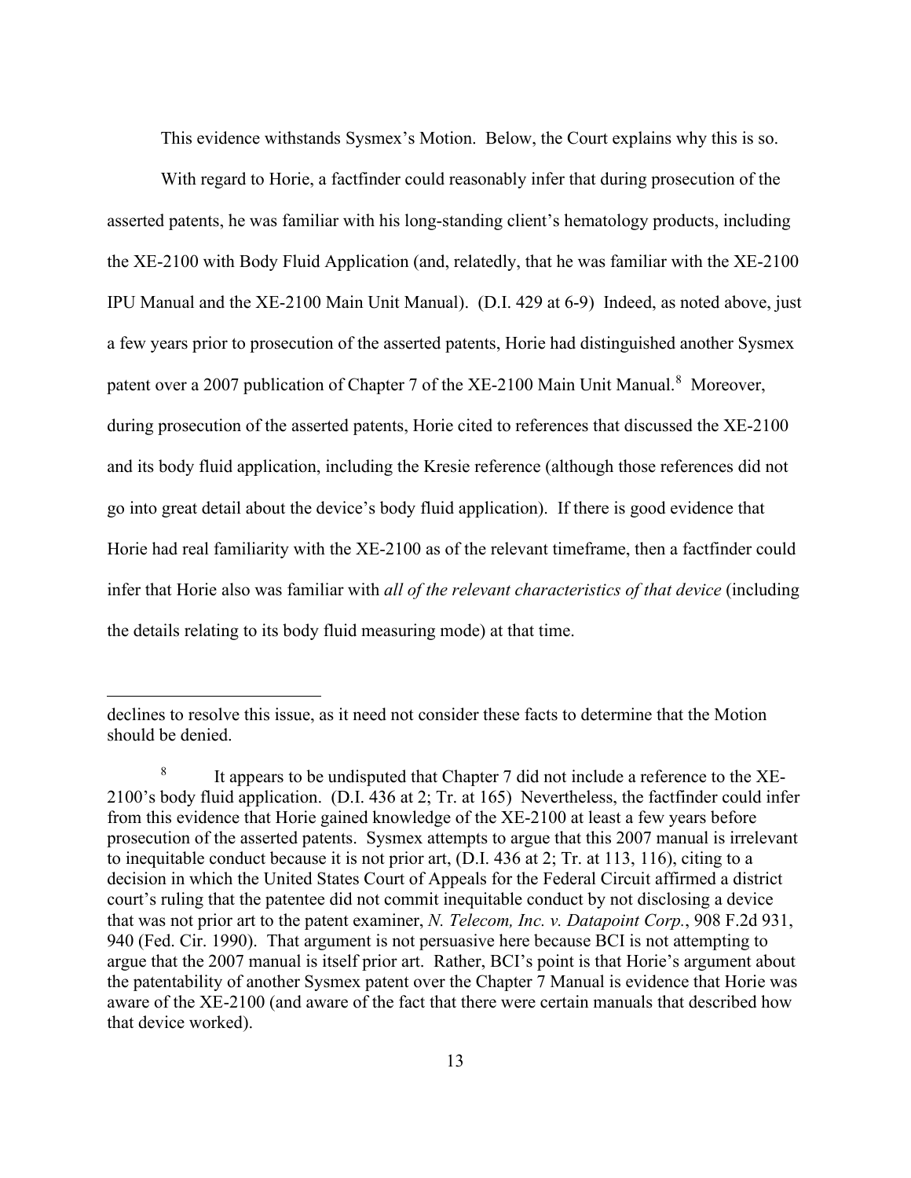This evidence withstands Sysmex's Motion. Below, the Court explains why this is so.

With regard to Horie, a factfinder could reasonably infer that during prosecution of the asserted patents, he was familiar with his long-standing client's hematology products, including the XE-2100 with Body Fluid Application (and, relatedly, that he was familiar with the XE-2100 IPU Manual and the XE-2100 Main Unit Manual). (D.I. 429 at 6-9) Indeed, as noted above, just a few years prior to prosecution of the asserted patents, Horie had distinguished another Sysmex patent over a 2007 publication of Chapter 7 of the XE-2100 Main Unit Manual.[8] Moreover, during prosecution of the asserted patents, Horie cited to references that discussed the XE-2100 and its body fluid application, including the Kresie reference (although those references did not go into great detail about the device's body fluid application). If there is good evidence that Horie had real familiarity with the XE-2100 as of the relevant timeframe, then a factfinder could infer that Horie also was familiar with *all of the relevant characteristics of that device* (including the details relating to its body fluid measuring mode) at that time.

---

declines to resolve this issue, as it need not consider these facts to determine that the Motion should be denied.

[8] It appears to be undisputed that Chapter 7 did not include a reference to the XE-2100's body fluid application. (D.I. 436 at 2; Tr. at 165) Nevertheless, the factfinder could infer from this evidence that Horie gained knowledge of the XE-2100 at least a few years before prosecution of the asserted patents. Sysmex attempts to argue that this 2007 manual is irrelevant to inequitable conduct because it is not prior art, (D.I. 436 at 2; Tr. at 113, 116), citing to a decision in which the United States Court of Appeals for the Federal Circuit affirmed a district court's ruling that the patentee did not commit inequitable conduct by not disclosing a device that was not prior art to the patent examiner, *N. Telecom, Inc. v. Datapoint Corp.*, 908 F.2d 931, 940 (Fed. Cir. 1990). That argument is not persuasive here because BCI is not attempting to argue that the 2007 manual is itself prior art. Rather, BCI's point is that Horie's argument about the patentability of another Sysmex patent over the Chapter 7 Manual is evidence that Horie was aware of the XE-2100 (and aware of the fact that there were certain manuals that described how that device worked).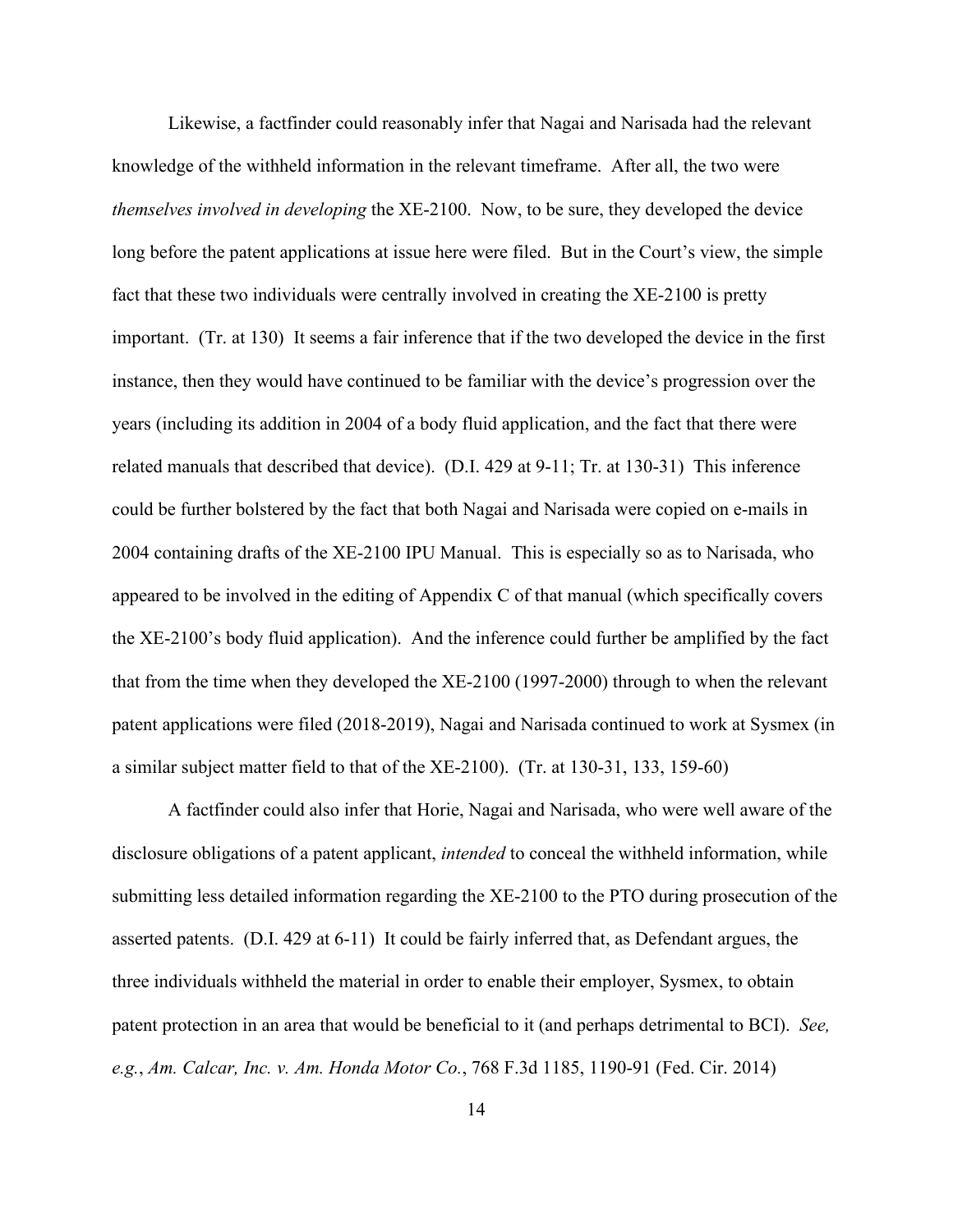Likewise, a factfinder could reasonably infer that Nagai and Narisada had the relevant knowledge of the withheld information in the relevant timeframe. After all, the two were *themselves involved in developing* the XE-2100. Now, to be sure, they developed the device long before the patent applications at issue here were filed. But in the Court's view, the simple fact that these two individuals were centrally involved in creating the XE-2100 is pretty important. (Tr. at 130) It seems a fair inference that if the two developed the device in the first instance, then they would have continued to be familiar with the device's progression over the years (including its addition in 2004 of a body fluid application, and the fact that there were related manuals that described that device). (D.I. 429 at 9-11; Tr. at 130-31) This inference could be further bolstered by the fact that both Nagai and Narisada were copied on e-mails in 2004 containing drafts of the XE-2100 IPU Manual. This is especially so as to Narisada, who appeared to be involved in the editing of Appendix C of that manual (which specifically covers the XE-2100's body fluid application). And the inference could further be amplified by the fact that from the time when they developed the XE-2100 (1997-2000) through to when the relevant patent applications were filed (2018-2019), Nagai and Narisada continued to work at Sysmex (in a similar subject matter field to that of the XE-2100). (Tr. at 130-31, 133, 159-60)

A factfinder could also infer that Horie, Nagai and Narisada, who were well aware of the disclosure obligations of a patent applicant, *intended* to conceal the withheld information, while submitting less detailed information regarding the XE-2100 to the PTO during prosecution of the asserted patents. (D.I. 429 at 6-11) It could be fairly inferred that, as Defendant argues, the three individuals withheld the material in order to enable their employer, Sysmex, to obtain patent protection in an area that would be beneficial to it (and perhaps detrimental to BCI). *See, e.g.*, *Am. Calcar, Inc. v. Am. Honda Motor Co.*, 768 F.3d 1185, 1190-91 (Fed. Cir. 2014)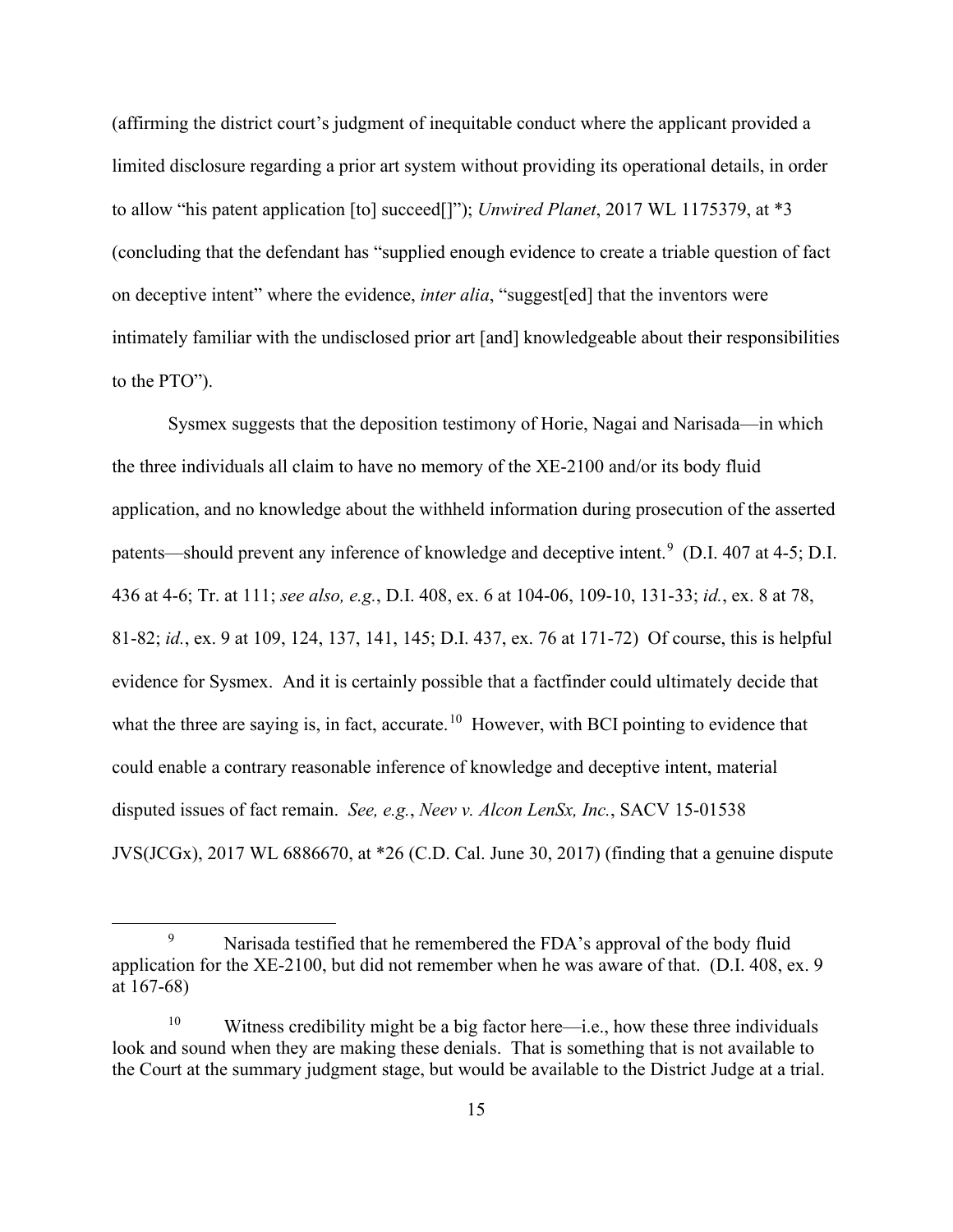(affirming the district court's judgment of inequitable conduct where the applicant provided a limited disclosure regarding a prior art system without providing its operational details, in order to allow "his patent application [to] succeed[]"); *Unwired Planet*, 2017 WL 1175379, at *3 (concluding that the defendant has "supplied enough evidence to create a triable question of fact on deceptive intent" where the evidence, *inter alia*, "suggest[ed] that the inventors were intimately familiar with the undisclosed prior art [and] knowledgeable about their responsibilities to the PTO").

Sysmex suggests that the deposition testimony of Horie, Nagai and Narisada—in which the three individuals all claim to have no memory of the XE-2100 and/or its body fluid application, and no knowledge about the withheld information during prosecution of the asserted patents—should prevent any inference of knowledge and deceptive intent.[9] (D.I. 407 at 4-5; D.I. 436 at 4-6; Tr. at 111; *see also, e.g.*, D.I. 408, ex. 6 at 104-06, 109-10, 131-33; *id.*, ex. 8 at 78, 81-82; *id.*, ex. 9 at 109, 124, 137, 141, 145; D.I. 437, ex. 76 at 171-72) Of course, this is helpful evidence for Sysmex. And it is certainly possible that a factfinder could ultimately decide that what the three are saying is, in fact, accurate.[10] However, with BCI pointing to evidence that could enable a contrary reasonable inference of knowledge and deceptive intent, material disputed issues of fact remain. *See, e.g.*, *Neev v. Alcon LenSx, Inc.*, SACV 15-01538 JVS(JCGx), 2017 WL 6886670, at *26 (C.D. Cal. June 30, 2017) (finding that a genuine dispute

---

[9] Narisada testified that he remembered the FDA's approval of the body fluid application for the XE-2100, but did not remember when he was aware of that. (D.I. 408, ex. 9 at 167-68)

[10] Witness credibility might be a big factor here—i.e., how these three individuals look and sound when they are making these denials. That is something that is not available to the Court at the summary judgment stage, but would be available to the District Judge at a trial.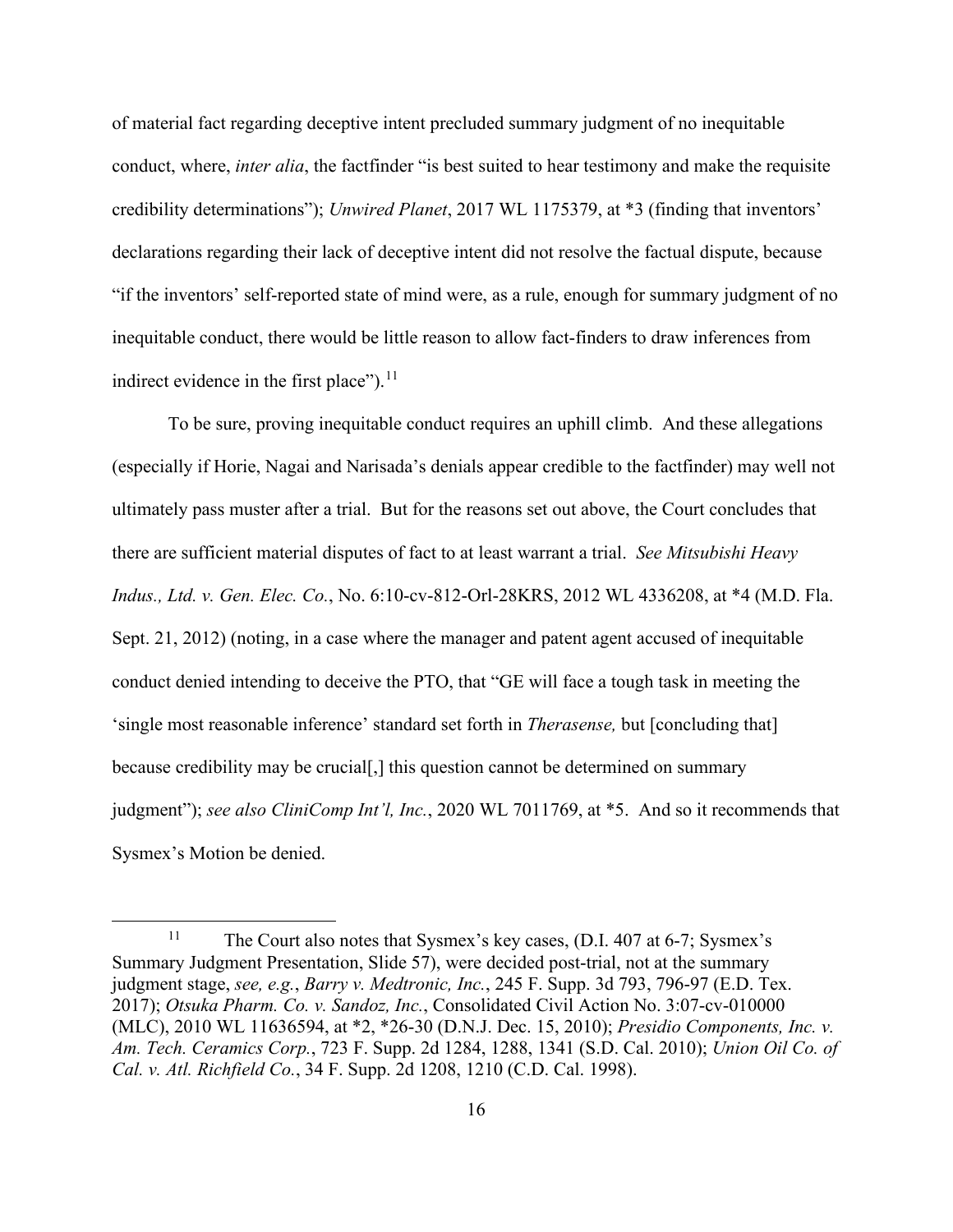of material fact regarding deceptive intent precluded summary judgment of no inequitable conduct, where, *inter alia*, the factfinder "is best suited to hear testimony and make the requisite credibility determinations"); *Unwired Planet*, 2017 WL 1175379, at *3 (finding that inventors' declarations regarding their lack of deceptive intent did not resolve the factual dispute, because "if the inventors' self-reported state of mind were, as a rule, enough for summary judgment of no inequitable conduct, there would be little reason to allow fact-finders to draw inferences from indirect evidence in the first place").[11]

To be sure, proving inequitable conduct requires an uphill climb. And these allegations (especially if Horie, Nagai and Narisada's denials appear credible to the factfinder) may well not ultimately pass muster after a trial. But for the reasons set out above, the Court concludes that there are sufficient material disputes of fact to at least warrant a trial. *See Mitsubishi Heavy Indus., Ltd. v. Gen. Elec. Co.*, No. 6:10-cv-812-Orl-28KRS, 2012 WL 4336208, at *4 (M.D. Fla. Sept. 21, 2012) (noting, in a case where the manager and patent agent accused of inequitable conduct denied intending to deceive the PTO, that "GE will face a tough task in meeting the 'single most reasonable inference' standard set forth in *Therasense,* but [concluding that] because credibility may be crucial[,] this question cannot be determined on summary judgment"); *see also CliniComp Int'l, Inc.*, 2020 WL 7011769, at *5. And so it recommends that Sysmex's Motion be denied.

---

[11] The Court also notes that Sysmex's key cases, (D.I. 407 at 6-7; Sysmex's Summary Judgment Presentation, Slide 57), were decided post-trial, not at the summary judgment stage, *see, e.g.*, *Barry v. Medtronic, Inc.*, 245 F. Supp. 3d 793, 796-97 (E.D. Tex. 2017); *Otsuka Pharm. Co. v. Sandoz, Inc.*, Consolidated Civil Action No. 3:07-cv-010000 (MLC), 2010 WL 11636594, at *2, *26-30 (D.N.J. Dec. 15, 2010); *Presidio Components, Inc. v. Am. Tech. Ceramics Corp.*, 723 F. Supp. 2d 1284, 1288, 1341 (S.D. Cal. 2010); *Union Oil Co. of Cal. v. Atl. Richfield Co.*, 34 F. Supp. 2d 1208, 1210 (C.D. Cal. 1998).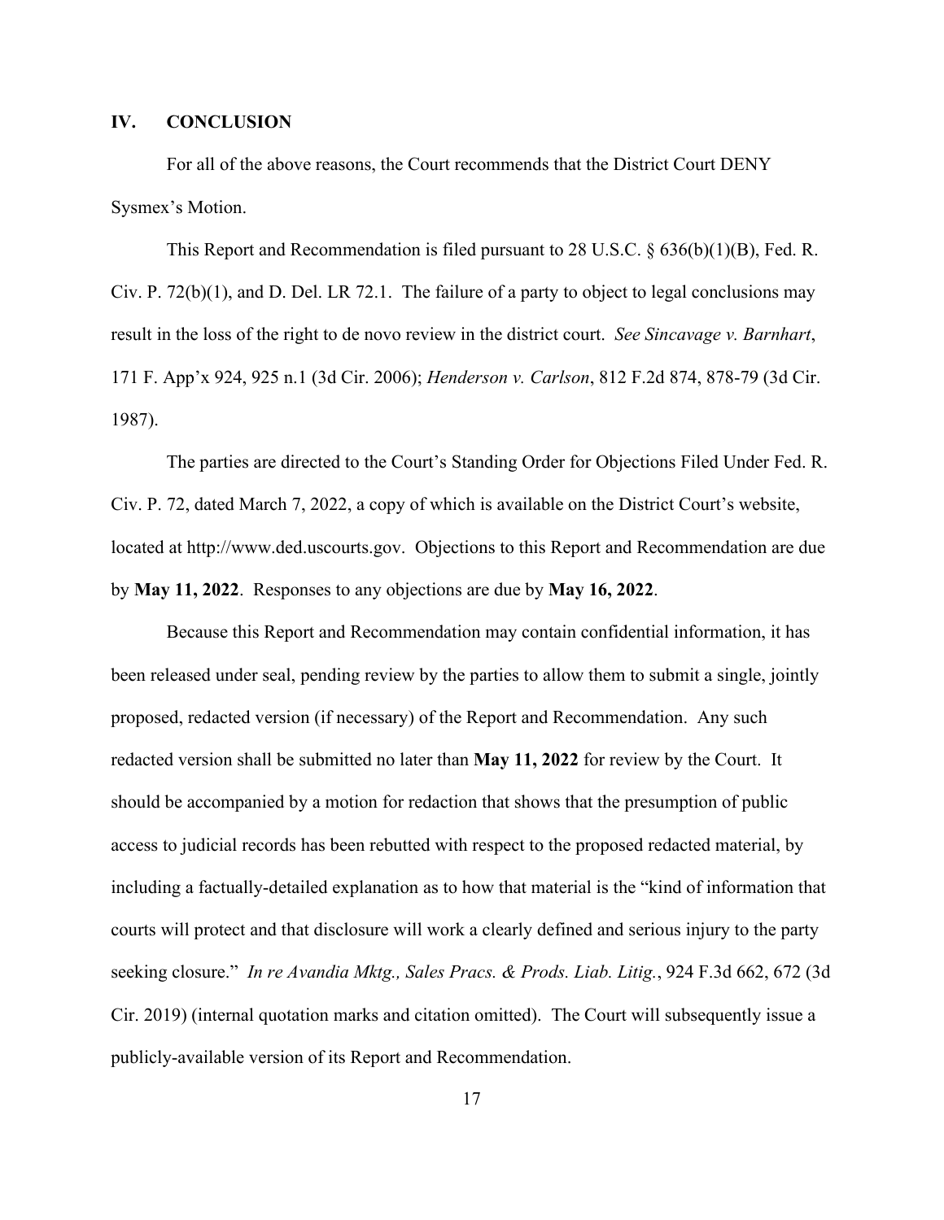## IV. CONCLUSION

For all of the above reasons, the Court recommends that the District Court DENY Sysmex's Motion.

This Report and Recommendation is filed pursuant to 28 U.S.C. § 636(b)(1)(B), Fed. R. Civ. P. 72(b)(1), and D. Del. LR 72.1. The failure of a party to object to legal conclusions may result in the loss of the right to de novo review in the district court. *See Sincavage v. Barnhart*, 171 F. App'x 924, 925 n.1 (3d Cir. 2006); *Henderson v. Carlson*, 812 F.2d 874, 878-79 (3d Cir. 1987).

The parties are directed to the Court's Standing Order for Objections Filed Under Fed. R. Civ. P. 72, dated March 7, 2022, a copy of which is available on the District Court's website, located at http://www.ded.uscourts.gov. Objections to this Report and Recommendation are due by **May 11, 2022**. Responses to any objections are due by **May 16, 2022**.

Because this Report and Recommendation may contain confidential information, it has been released under seal, pending review by the parties to allow them to submit a single, jointly proposed, redacted version (if necessary) of the Report and Recommendation. Any such redacted version shall be submitted no later than **May 11, 2022** for review by the Court. It should be accompanied by a motion for redaction that shows that the presumption of public access to judicial records has been rebutted with respect to the proposed redacted material, by including a factually-detailed explanation as to how that material is the "kind of information that courts will protect and that disclosure will work a clearly defined and serious injury to the party seeking closure." *In re Avandia Mktg., Sales Pracs. & Prods. Liab. Litig.*, 924 F.3d 662, 672 (3d Cir. 2019) (internal quotation marks and citation omitted). The Court will subsequently issue a publicly-available version of its Report and Recommendation.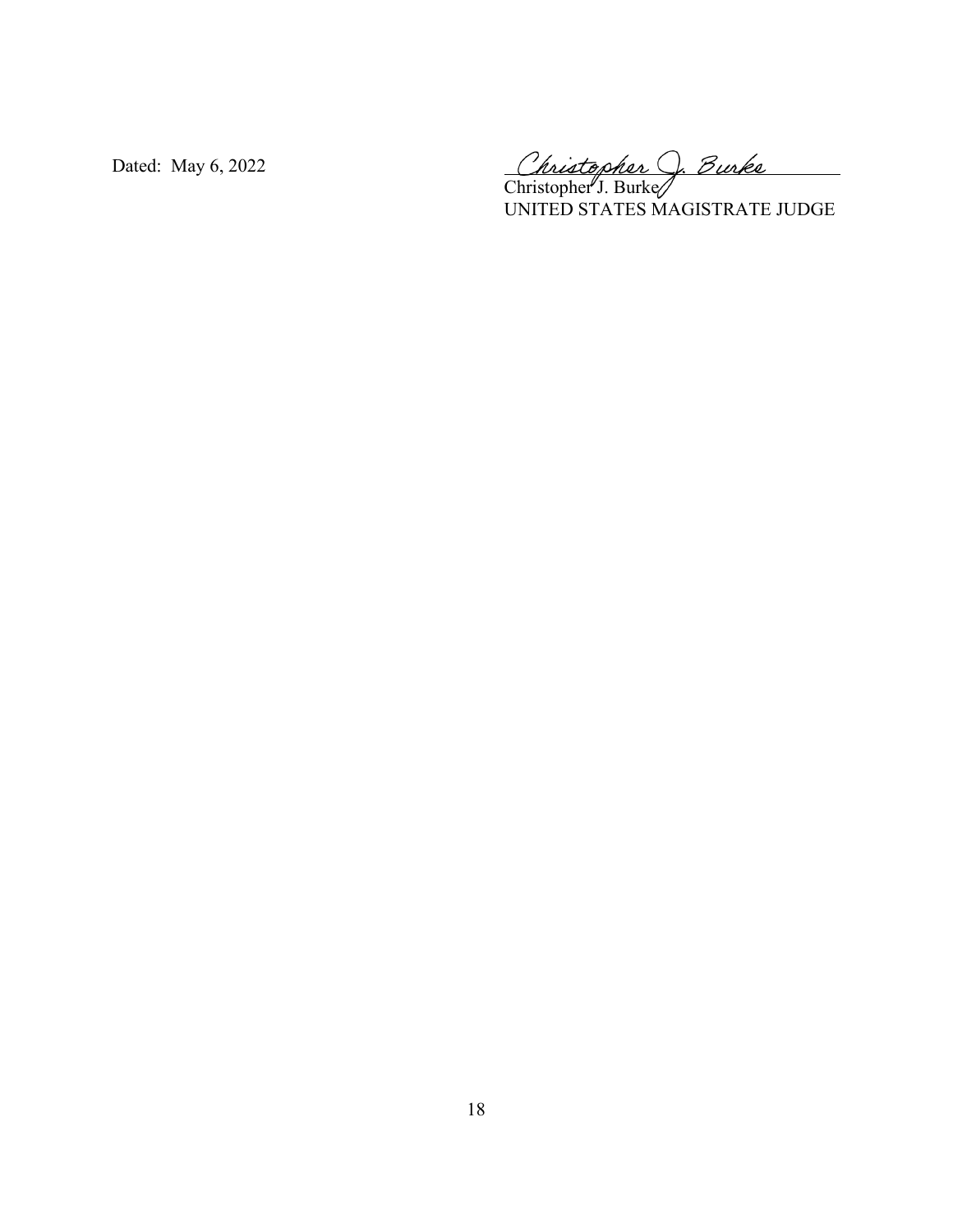Dated: May 6, 2022

Christopher J. Burke
Christopher J. Burke
UNITED STATES MAGISTRATE JUDGE